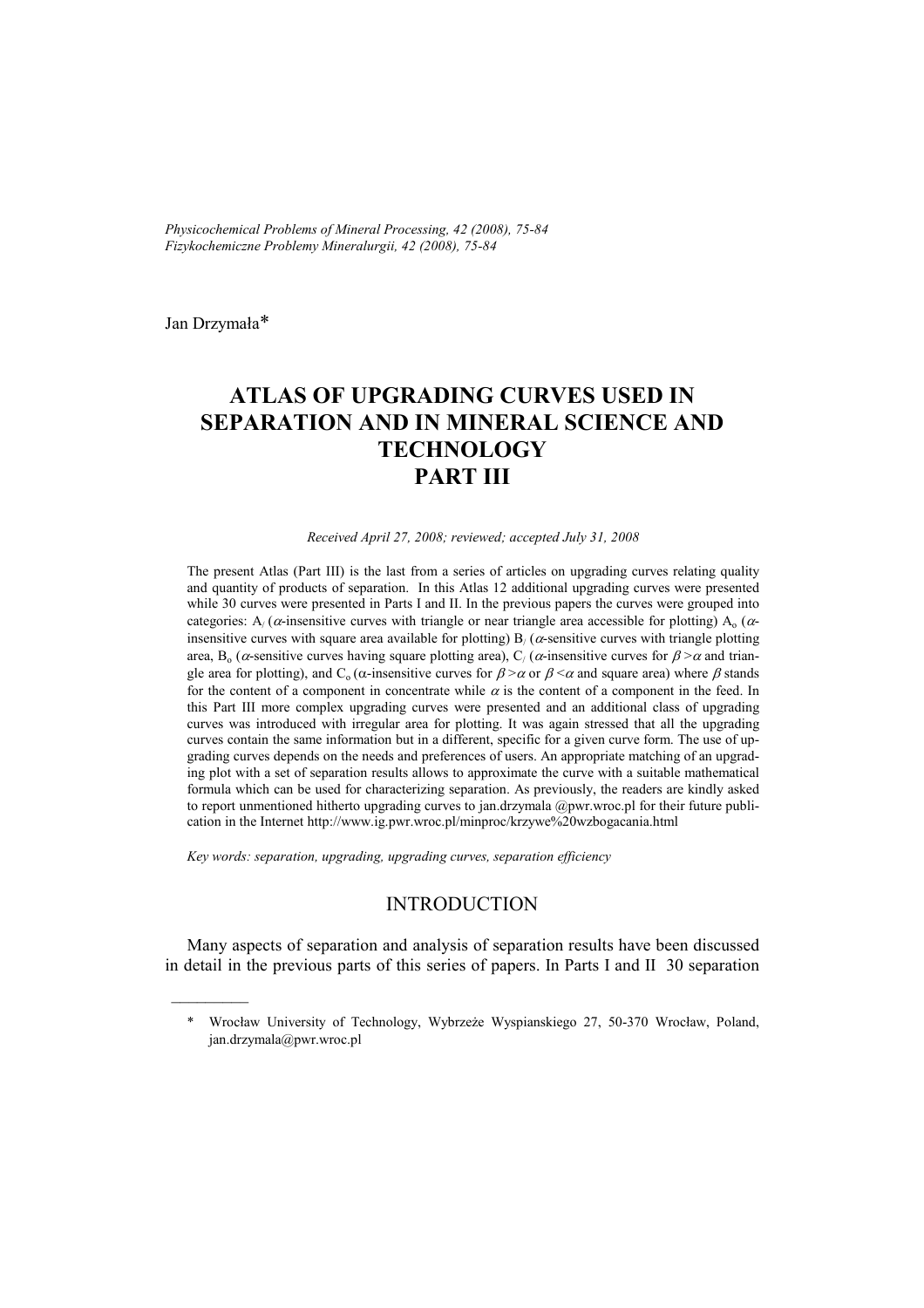*Physicochemical Problems of Mineral Processing, 42 (2008), 75-84*
*Fizykochemiczne Problemy Mineralurgii, 42 (2008), 75-84*

Jan Drzymała*

# ATLAS OF UPGRADING CURVES USED IN SEPARATION AND IN MINERAL SCIENCE AND TECHNOLOGY PART III

*Received April 27, 2008; reviewed; accepted July 31, 2008*

The present Atlas (Part III) is the last from a series of articles on upgrading curves relating quality and quantity of products of separation. In this Atlas 12 additional upgrading curves were presented while 30 curves were presented in Parts I and II. In the previous papers the curves were grouped into categories: $A_/$ ($\alpha$-insensitive curves with triangle or near triangle area accessible for plotting) $A_o$ ($\alpha$-insensitive curves with square area available for plotting) $B_/$ ($\alpha$-sensitive curves with triangle plotting area, $B_o$ ($\alpha$-sensitive curves having square plotting area), $C_/$ ($\alpha$-insensitive curves for $\beta>\alpha$ and triangle area for plotting), and $C_o$ ($\alpha$-insensitive curves for $\beta>\alpha$ or $\beta<\alpha$ and square area) where $\beta$ stands for the content of a component in concentrate while $\alpha$ is the content of a component in the feed. In this Part III more complex upgrading curves were presented and an additional class of upgrading curves was introduced with irregular area for plotting. It was again stressed that all the upgrading curves contain the same information but in a different, specific for a given curve form. The use of upgrading curves depends on the needs and preferences of users. An appropriate matching of an upgrading plot with a set of separation results allows to approximate the curve with a suitable mathematical formula which can be used for characterizing separation. As previously, the readers are kindly asked to report unmentioned hitherto upgrading curves to jan.drzymala @pwr.wroc.pl for their future publication in the Internet http://www.ig.pwr.wroc.pl/minproc/krzywe%20wzbogacania.html

*Key words: separation, upgrading, upgrading curves, separation efficiency*

## INTRODUCTION

Many aspects of separation and analysis of separation results have been discussed in detail in the previous parts of this series of papers. In Parts I and II 30 separation

---

* Wrocław University of Technology, Wybrzeże Wyspianskiego 27, 50-370 Wrocław, Poland, jan.drzymala@pwr.wroc.pl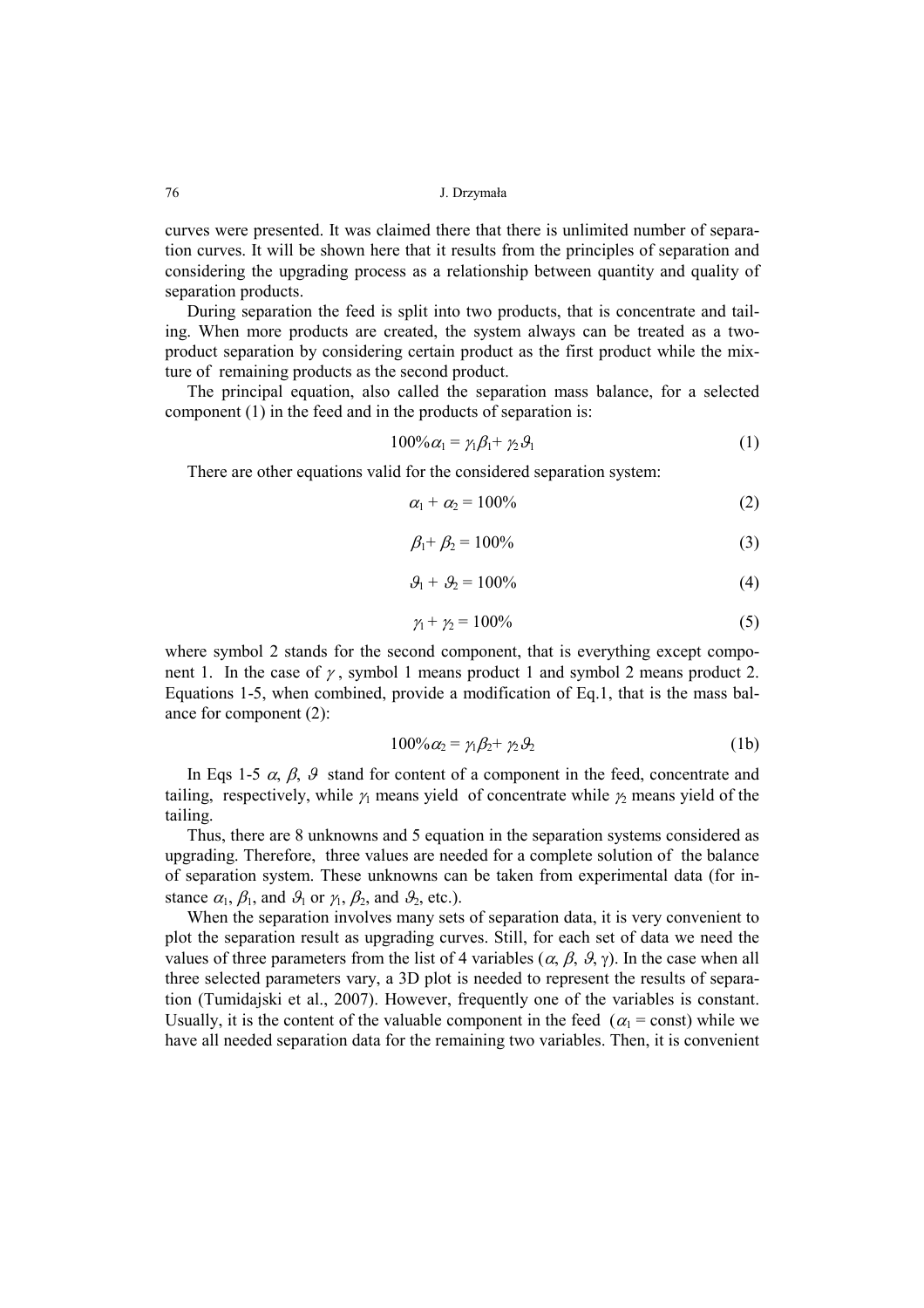curves were presented. It was claimed there that there is unlimited number of separation curves. It will be shown here that it results from the principles of separation and considering the upgrading process as a relationship between quantity and quality of separation products.

During separation the feed is split into two products, that is concentrate and tailing. When more products are created, the system always can be treated as a two-product separation by considering certain product as the first product while the mixture of remaining products as the second product.

The principal equation, also called the separation mass balance, for a selected component (1) in the feed and in the products of separation is:

$$100\%\alpha_1 = \gamma_1\beta_1 + \gamma_2\vartheta_1 \tag{1}$$

There are other equations valid for the considered separation system:

$$\alpha_1 + \alpha_2 = 100\% \tag{2}$$

$$\beta_1 + \beta_2 = 100\% \tag{3}$$

$$\vartheta_1 + \vartheta_2 = 100\% \tag{4}$$

$$\gamma_1 + \gamma_2 = 100\% \tag{5}$$

where symbol 2 stands for the second component, that is everything except component 1. In the case of $\gamma$, symbol 1 means product 1 and symbol 2 means product 2. Equations 1-5, when combined, provide a modification of Eq.1, that is the mass balance for component (2):

$$100\%\alpha_2 = \gamma_1\beta_2 + \gamma_2\vartheta_2 \tag{1b}$$

In Eqs 1-5 $\alpha$, $\beta$, $\vartheta$ stand for content of a component in the feed, concentrate and tailing, respectively, while $\gamma_1$ means yield of concentrate while $\gamma_2$ means yield of the tailing.

Thus, there are 8 unknowns and 5 equation in the separation systems considered as upgrading. Therefore, three values are needed for a complete solution of the balance of separation system. These unknowns can be taken from experimental data (for instance $\alpha_1$, $\beta_1$, and $\vartheta_1$ or $\gamma_1$, $\beta_2$, and $\vartheta_2$, etc.).

When the separation involves many sets of separation data, it is very convenient to plot the separation result as upgrading curves. Still, for each set of data we need the values of three parameters from the list of 4 variables ($\alpha$, $\beta$, $\vartheta$, $\gamma$). In the case when all three selected parameters vary, a 3D plot is needed to represent the results of separation (Tumidajski et al., 2007). However, frequently one of the variables is constant. Usually, it is the content of the valuable component in the feed ($\alpha_1$ = const) while we have all needed separation data for the remaining two variables. Then, it is convenient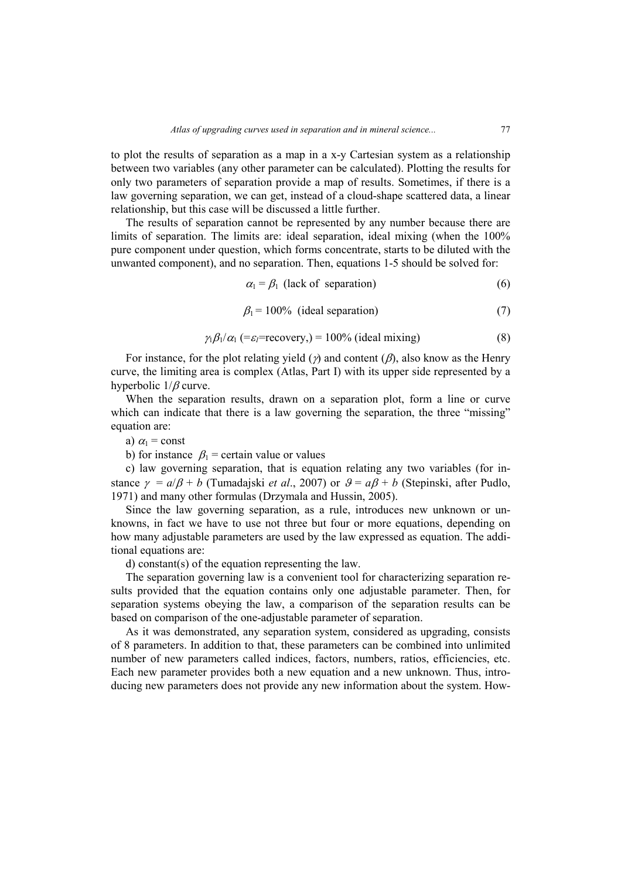to plot the results of separation as a map in a x-y Cartesian system as a relationship between two variables (any other parameter can be calculated). Plotting the results for only two parameters of separation provide a map of results. Sometimes, if there is a law governing separation, we can get, instead of a cloud-shape scattered data, a linear relationship, but this case will be discussed a little further.

The results of separation cannot be represented by any number because there are limits of separation. The limits are: ideal separation, ideal mixing (when the 100% pure component under question, which forms concentrate, starts to be diluted with the unwanted component), and no separation. Then, equations 1-5 should be solved for:

$$\alpha_1 = \beta_1 \text{ (lack of separation)} \tag{6}$$

$$\beta_1 = 100\% \text{ (ideal separation)} \tag{7}$$

$$\gamma_1\beta_1/\alpha_1 \text{ (}=\varepsilon_l\text{=recovery,)} = 100\% \text{ (ideal mixing)} \tag{8}$$

For instance, for the plot relating yield ($\gamma$) and content ($\beta$), also know as the Henry curve, the limiting area is complex (Atlas, Part I) with its upper side represented by a hyperbolic $1/\beta$ curve.

When the separation results, drawn on a separation plot, form a line or curve which can indicate that there is a law governing the separation, the three "missing" equation are:

a) $\alpha_1$ = const

b) for instance $\beta_1$ = certain value or values

c) law governing separation, that is equation relating any two variables (for instance $\gamma = a/\beta + b$ (Tumadajski *et al*., 2007) or $\vartheta = a\beta + b$ (Stepinski, after Pudlo, 1971) and many other formulas (Drzymala and Hussin, 2005).

Since the law governing separation, as a rule, introduces new unknown or unknowns, in fact we have to use not three but four or more equations, depending on how many adjustable parameters are used by the law expressed as equation. The additional equations are:

d) constant(s) of the equation representing the law.

The separation governing law is a convenient tool for characterizing separation results provided that the equation contains only one adjustable parameter. Then, for separation systems obeying the law, a comparison of the separation results can be based on comparison of the one-adjustable parameter of separation.

As it was demonstrated, any separation system, considered as upgrading, consists of 8 parameters. In addition to that, these parameters can be combined into unlimited number of new parameters called indices, factors, numbers, ratios, efficiencies, etc. Each new parameter provides both a new equation and a new unknown. Thus, introducing new parameters does not provide any new information about the system. How-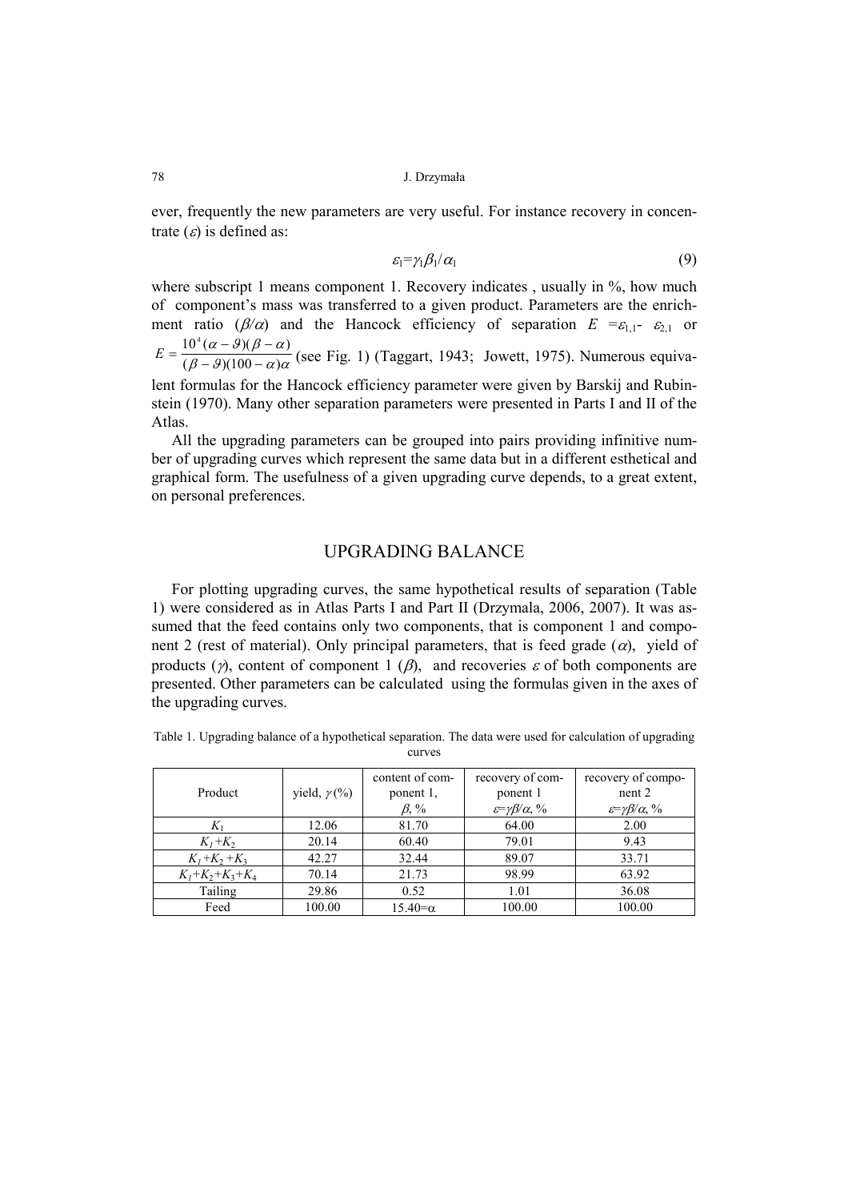ever, frequently the new parameters are very useful. For instance recovery in concentrate ($\varepsilon$) is defined as:

$$\varepsilon_1=\gamma_1\beta_1/\alpha_1 \tag{9}$$

where subscript 1 means component 1. Recovery indicates , usually in %, how much of component's mass was transferred to a given product. Parameters are the enrichment ratio ($\beta/\alpha$) and the Hancock efficiency of separation $E=\varepsilon_{1,1}-\varepsilon_{2,1}$ or $E=\dfrac{10^4(\alpha-\vartheta)(\beta-\alpha)}{(\beta-\vartheta)(100-\alpha)\alpha}$ (see Fig. 1) (Taggart, 1943; Jowett, 1975). Numerous equivalent formulas for the Hancock efficiency parameter were given by Barskij and Rubinstein (1970). Many other separation parameters were presented in Parts I and II of the Atlas.

All the upgrading parameters can be grouped into pairs providing infinitive number of upgrading curves which represent the same data but in a different esthetical and graphical form. The usefulness of a given upgrading curve depends, to a great extent, on personal preferences.

## UPGRADING BALANCE

For plotting upgrading curves, the same hypothetical results of separation (Table 1) were considered as in Atlas Parts I and Part II (Drzymala, 2006, 2007). It was assumed that the feed contains only two components, that is component 1 and component 2 (rest of material). Only principal parameters, that is feed grade ($\alpha$), yield of products ($\gamma$), content of component 1 ($\beta$), and recoveries $\varepsilon$ of both components are presented. Other parameters can be calculated using the formulas given in the axes of the upgrading curves.

Table 1. Upgrading balance of a hypothetical separation. The data were used for calculation of upgrading curves

| Product | yield, $\gamma$ (%) | content of component 1, $\beta$, % | recovery of component 1 $\varepsilon=\gamma\beta/\alpha$, % | recovery of component 2 $\varepsilon=\gamma\beta/\alpha$, % |
|---|---|---|---|---|
| $K_1$ | 12.06 | 81.70 | 64.00 | 2.00 |
| $K_1+K_2$ | 20.14 | 60.40 | 79.01 | 9.43 |
| $K_1+K_2+K_3$ | 42.27 | 32.44 | 89.07 | 33.71 |
| $K_1+K_2+K_3+K_4$ | 70.14 | 21.73 | 98.99 | 63.92 |
| Tailing | 29.86 | 0.52 | 1.01 | 36.08 |
| Feed | 100.00 | 15.40=$\alpha$ | 100.00 | 100.00 |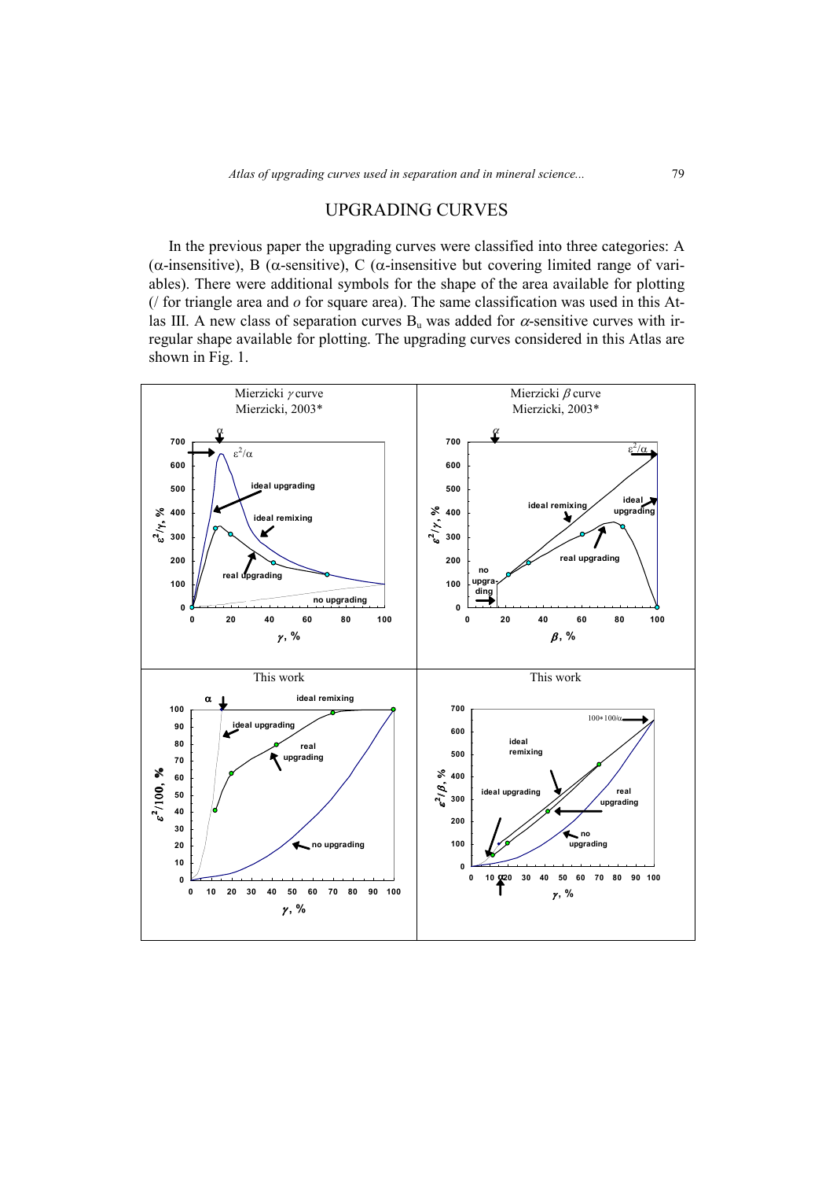## UPGRADING CURVES

In the previous paper the upgrading curves were classified into three categories: A ($\alpha$-insensitive), B ($\alpha$-sensitive), C ($\alpha$-insensitive but covering limited range of variables). There were additional symbols for the shape of the area available for plotting (/ for triangle area and *o* for square area). The same classification was used in this Atlas III. A new class of separation curves $B_u$ was added for $\alpha$-sensitive curves with irregular shape available for plotting. The upgrading curves considered in this Atlas are shown in Fig. 1.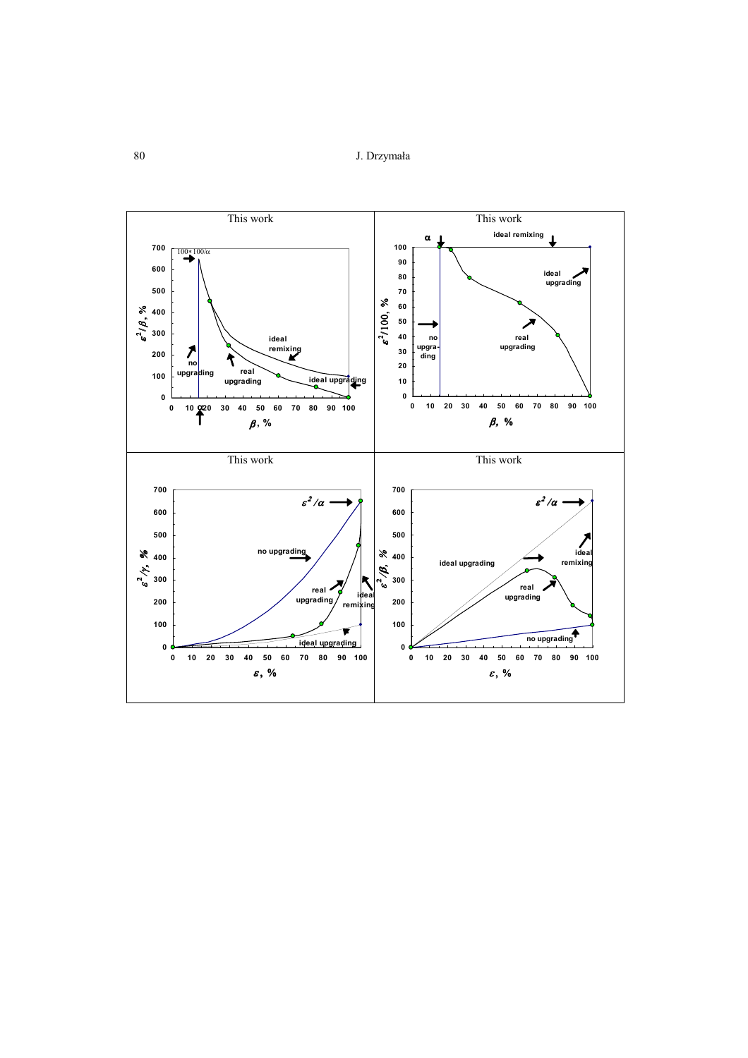This work

This work

This work

This work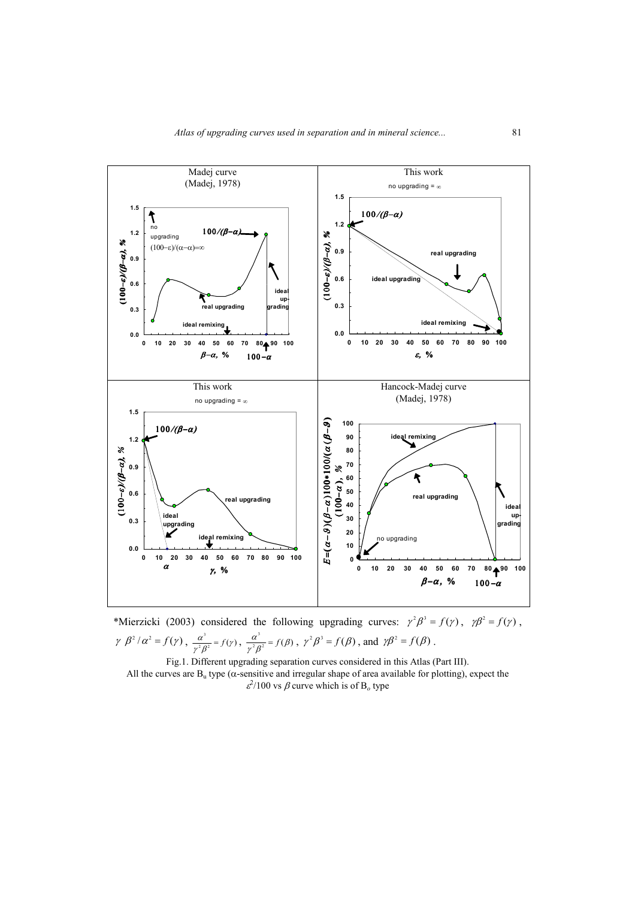*Mierzicki (2003) considered the following upgrading curves: $\gamma^2\beta^3 = f(\gamma)$, $\gamma\beta^2 = f(\gamma)$, $\gamma\ \beta^2/\alpha^2 = f(\gamma)$, $\frac{\alpha^3}{\gamma^2\beta^2} = f(\gamma)$, $\frac{\alpha^3}{\gamma^2\beta^2} = f(\beta)$, $\gamma^2\beta^3 = f(\beta)$, and $\gamma\beta^2 = f(\beta)$.

Fig.1. Different upgrading separation curves considered in this Atlas (Part III).
All the curves are $B_u$ type ($\alpha$-sensitive and irregular shape of area available for plotting), expect the $\varepsilon^2/100$ vs $\beta$ curve which is of $B_o$ type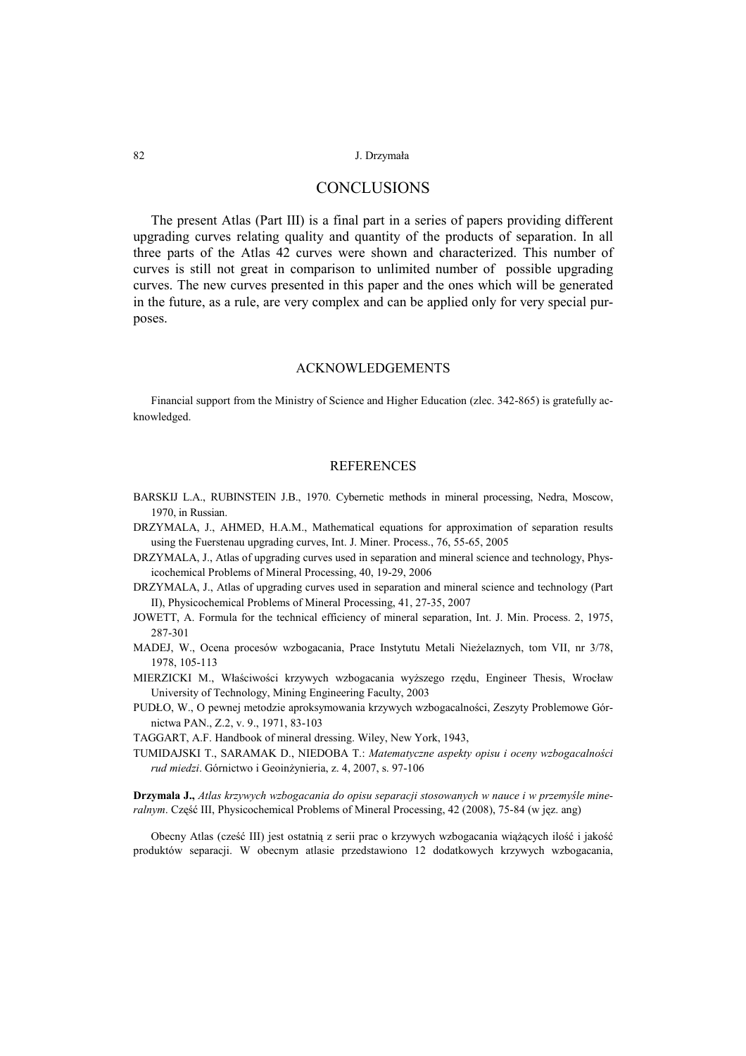## CONCLUSIONS

The present Atlas (Part III) is a final part in a series of papers providing different upgrading curves relating quality and quantity of the products of separation. In all three parts of the Atlas 42 curves were shown and characterized. This number of curves is still not great in comparison to unlimited number of possible upgrading curves. The new curves presented in this paper and the ones which will be generated in the future, as a rule, are very complex and can be applied only for very special purposes.

## ACKNOWLEDGEMENTS

Financial support from the Ministry of Science and Higher Education (zlec. 342-865) is gratefully acknowledged.

## REFERENCES

BARSKIJ L.A., RUBINSTEIN J.B., 1970. Cybernetic methods in mineral processing, Nedra, Moscow, 1970, in Russian.

DRZYMALA, J., AHMED, H.A.M., Mathematical equations for approximation of separation results using the Fuerstenau upgrading curves, Int. J. Miner. Process., 76, 55-65, 2005

DRZYMALA, J., Atlas of upgrading curves used in separation and mineral science and technology, Physicochemical Problems of Mineral Processing, 40, 19-29, 2006

DRZYMALA, J., Atlas of upgrading curves used in separation and mineral science and technology (Part II), Physicochemical Problems of Mineral Processing, 41, 27-35, 2007

JOWETT, A. Formula for the technical efficiency of mineral separation, Int. J. Min. Process. 2, 1975, 287-301

MADEJ, W., Ocena procesów wzbogacania, Prace Instytutu Metali Nieżelaznych, tom VII, nr 3/78, 1978, 105-113

MIERZICKI M., Właściwości krzywych wzbogacania wyższego rzędu, Engineer Thesis, Wrocław University of Technology, Mining Engineering Faculty, 2003

PUDŁO, W., O pewnej metodzie aproksymowania krzywych wzbogacalności, Zeszyty Problemowe Górnictwa PAN., Z.2, v. 9., 1971, 83-103

TAGGART, A.F. Handbook of mineral dressing. Wiley, New York, 1943,

TUMIDAJSKI T., SARAMAK D., NIEDOBA T.: *Matematyczne aspekty opisu i oceny wzbogacalności rud miedzi*. Górnictwo i Geoinżynieria, z. 4, 2007, s. 97-106

**Drzymala J.,** *Atlas krzywych wzbogacania do opisu separacji stosowanych w nauce i w przemyśle mineralnym*. Część III, Physicochemical Problems of Mineral Processing, 42 (2008), 75-84 (w jęz. ang)

Obecny Atlas (cześć III) jest ostatnią z serii prac o krzywych wzbogacania wiążących ilość i jakość produktów separacji. W obecnym atlasie przedstawiono 12 dodatkowych krzywych wzbogacania,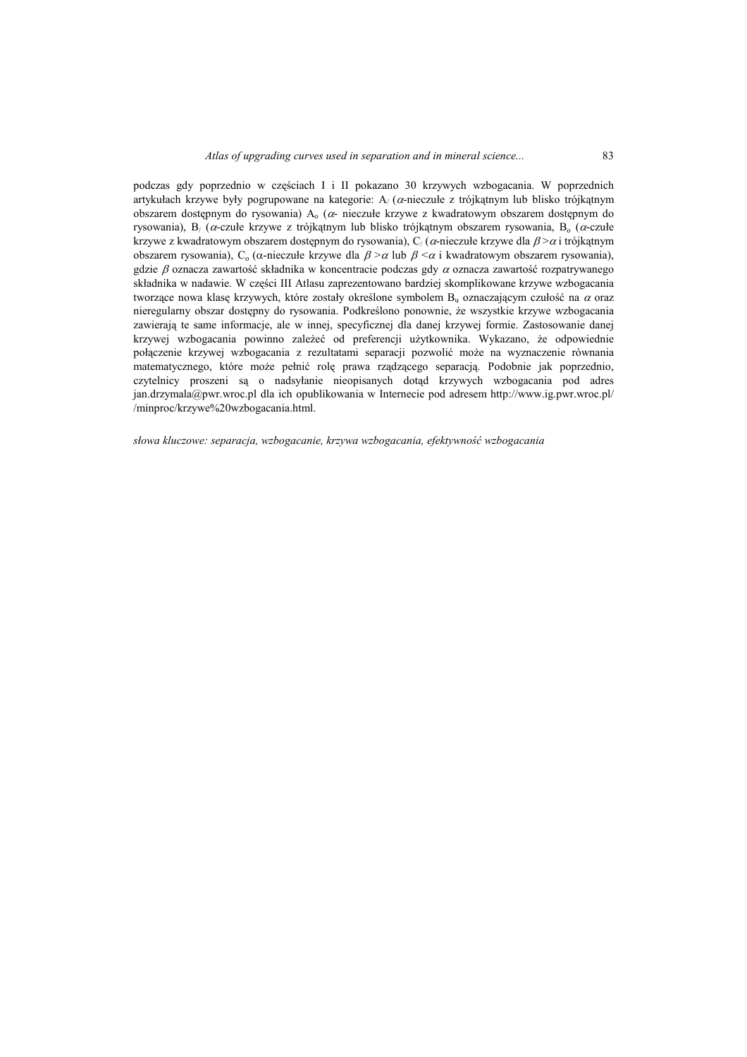podczas gdy poprzednio w częściach I i II pokazano 30 krzywych wzbogacania. W poprzednich artykułach krzywe były pogrupowane na kategorie: $A_/$ ($\alpha$-nieczułe z trójkątnym lub blisko trójkątnym obszarem dostępnym do rysowania) $A_o$ ($\alpha$- nieczułe krzywe z kwadratowym obszarem dostępnym do rysowania), $B_/$ ($\alpha$-czułe krzywe z trójkątnym lub blisko trójkątnym obszarem rysowania, $B_o$ ($\alpha$-czułe krzywe z kwadratowym obszarem dostępnym do rysowania), $C_/$ ($\alpha$-nieczułe krzywe dla $\beta > \alpha$ i trójkątnym obszarem rysowania), $C_o$ ($\alpha$-nieczułe krzywe dla $\beta > \alpha$ lub $\beta < \alpha$ i kwadratowym obszarem rysowania), gdzie $\beta$ oznacza zawartość składnika w koncentracie podczas gdy $\alpha$ oznacza zawartość rozpatrywanego składnika w nadawie. W części III Atlasu zaprezentowano bardziej skomplikowane krzywe wzbogacania tworzące nowa klasę krzywych, które zostały określone symbolem $B_u$ oznaczającym czułość na $\alpha$ oraz nieregularny obszar dostępny do rysowania. Podkreślono ponownie, że wszystkie krzywe wzbogacania zawierają te same informacje, ale w innej, specyficznej dla danej krzywej formie. Zastosowanie danej krzywej wzbogacania powinno zależeć od preferencji użytkownika. Wykazano, że odpowiednie połączenie krzywej wzbogacania z rezultatami separacji pozwolić może na wyznaczenie równania matematycznego, które może pełnić rolę prawa rządzącego separacją. Podobnie jak poprzednio, czytelnicy proszeni są o nadsyłanie nieopisanych dotąd krzywych wzbogacania pod adres jan.drzymala@pwr.wroc.pl dla ich opublikowania w Internecie pod adresem http://www.ig.pwr.wroc.pl/ /minproc/krzywe%20wzbogacania.html.

*słowa kluczowe: separacja, wzbogacanie, krzywa wzbogacania, efektywność wzbogacania*